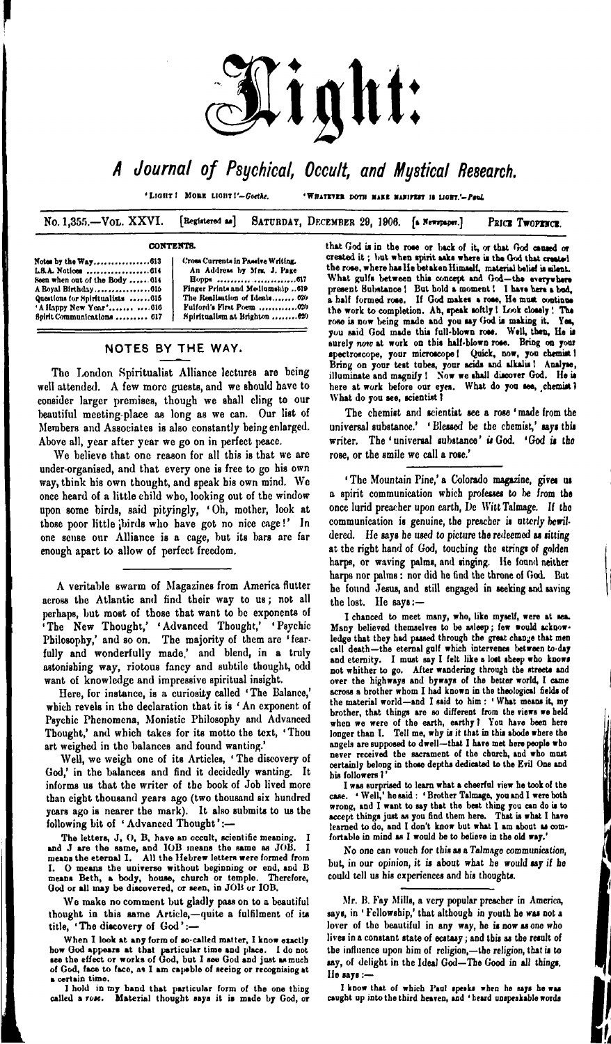# Light:

## *A Journal of Psychical, Occult, and Mystical Research.*

'LIGHT! MORE LIGHT!'—*Goethe.* 'WHATEVER DOTH MAKE MANIFEST IS LIGHT.'—*Paul.*

No. 1,355.—VOL. XXVI. [Registered as] SATURDAY, DECEMBER 29, 1906. [a Newspaper.] PRICE TWOPENCE.

**CONTENTS.**

| | |
|---|---|
| Notes by the Way ..........613 | Cross Currents in Passive Writing. |
| L.S.A. Notices ..........614 | An Address by Mrs. J. Page |
| Seen when out of the Body ..........614 | Hopps ..........617 |
| A Royal Birthday ..........615 | Finger Prints and Mediumship ..619 |
| Questions for Spiritualists ..........615 | The Realisation of Ideals ..........620 |
| 'A Happy New Year' ..........616 | Fulford's First Poem ..........620 |
| Spirit Communications ..........617 | Spiritualism at Brighton ..........620 |

## NOTES BY THE WAY.

The London Spiritualist Alliance lectures are being well attended. A few more guests, and we should have to consider larger premises, though we shall cling to our beautiful meeting-place as long as we can. Our list of Members and Associates is also constantly being enlarged. Above all, year after year we go on in perfect peace.

We believe that one reason for all this is that we are under-organised, and that every one is free to go his own way, think his own thought, and speak his own mind. We once heard of a little child who, looking out of the window upon some birds, said pityingly, 'Oh, mother, look at those poor little birds who have got no nice cage!' In one sense our Alliance is a cage, but its bars are far enough apart to allow of perfect freedom.

A veritable swarm of Magazines from America flutter across the Atlantic and find their way to us; not all perhaps, but most of those that want to be exponents of 'The New Thought,' 'Advanced Thought,' 'Psychic Philosophy,' and so on. The majority of them are 'fearfully and wonderfully made,' and blend, in a truly astonishing way, riotous fancy and subtile thought, odd want of knowledge and impressive spiritual insight.

Here, for instance, is a curiosity called 'The Balance,' which revels in the declaration that it is 'An Exponent of Psychic Phenomena, Monistic Philosophy and Advanced Thought,' and which takes for its motto the text, 'Thou art weighed in the balances and found wanting.'

Well, we weigh one of its Articles, 'The discovery of God,' in the balances and find it decidedly wanting. It informs us that the writer of the book of Job lived more than eight thousand years ago (two thousand six hundred years ago is nearer the mark). It also submits to us the following bit of 'Advanced Thought':—

> The letters, J, O, B, have an occult, scientific meaning. I and J are the same, and IOB means the same as JOB. I means the eternal I. All the Hebrew letters were formed from I. O means the universe without beginning or end, and B means Beth, a body, house, church or temple. Therefore, God or all may be discovered, or seen, in JOB or IOB.

We make no comment but gladly pass on to a beautiful thought in this same Article,—quite a fulfilment of its title, 'The discovery of God':—

> When I look at any form of so-called matter, I know exactly how God appears at that particular time and place. I do not see the effect or works of God, but I see God and just as much of God, face to face, as I am capable of seeing or recognising at a certain time.
>
> I hold in my hand that particular form of the one thing called a *rose*. Material thought says it is made by God, or that God is in the rose or back of it, or that God caused or created it; but when spirit asks where is the God that created the rose, where has He betaken Himself, material belief is silent. What gulfs between this concept and God—the everywhere present Substance! But hold a moment! I have here a bud, a half formed rose. If God makes a rose, He must continue the work to completion. Ah, speak softly! Look closely! The rose is now being made and you say God is making it. Yes, you said God made this full-blown rose. Well, then, He is surely *now* at work on this half-blown rose. Bring on your spectroscope, your microscope! Quick, now, you chemist! Bring on your test tubes, your acids and alkalis! Analyse, illuminate and magnify! Now we shall discover God. He is here at work before our eyes. What do you see, chemist? What do you see, scientist?

The chemist and scientist see a rose 'made from the universal substance.' 'Blessed be the chemist,' says this writer. The 'universal substance' *is* God. 'God *is* the rose, or the smile we call a rose.'

'The Mountain Pine,' a Colorado magazine, gives us a spirit communication which professes to be from the once lurid preacher upon earth, De Witt Talmage. If the communication is genuine, the preacher is utterly bewildered. He says he used to picture the redeemed as sitting at the right hand of God, touching the strings of golden harps, or waving palms, and singing. He found neither harps nor palms: nor did he find the throne of God. But he found Jesus, and still engaged in seeking and saving the lost. He says:—

> I chanced to meet many, who, like myself, were at sea. Many believed themselves to be asleep; few would acknowledge that they had passed through the great change that men call death—the eternal gulf which intervenes between to-day and eternity. I must say I felt like a lost sheep who knows not whither to go. After wandering through the streets and over the highways and byways of the better world, I came across a brother whom I had known in the theological fields of the material world—and I said to him: 'What means it, my brother, that things are so different from the views we held when we were of the earth, earthy? You have been here longer than I. Tell me, why is it that in this abode where the angels are supposed to dwell—that I have met here people who never received the sacrament of the church, and who must certainly belong in those depths dedicated to the Evil One and his followers?'
>
> I was surprised to learn what a cheerful view he took of the case. 'Well,' he said: 'Brother Talmage, you and I were both wrong, and I want to say that the best thing you can do is to accept things just as you find them here. That is what I have learned to do, and I don't know but what I am about as comfortable in mind as I would be to believe in the old way.'

No one can vouch for this as a *Talmage communication*, but, in our opinion, it is about what he would say if he could tell us his experiences and his thoughts.

Mr. B. Fay Mills, a very popular preacher in America, says, in 'Fellowship,' that although in youth he was not a lover of the beautiful in any way, he is now as one who lives in a constant state of ecstasy; and this as the result of the influence upon him of religion,—the religion, that is to say, of delight in the Ideal God—The Good in all things. He says:—

> I know that of which Paul speaks when he says he was caught up into the third heaven, and 'heard unspeakable words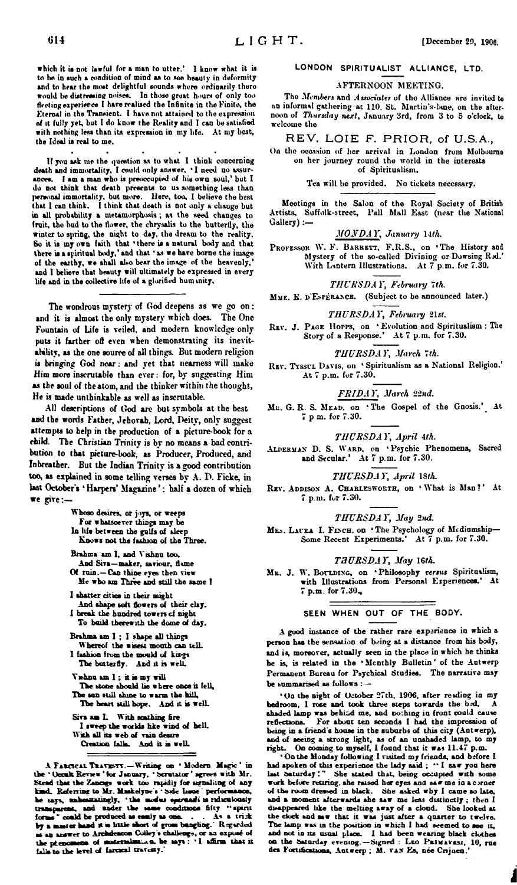which it is not lawful for a man to utter.' I know what it is to be in such a condition of mind as to see beauty in deformity and to hear the most delightful sounds where ordinarily there would be distressing noises. In those great hours of only too fleeting experience I have realised the Infinite in the Finite, the Eternal in the Transient. I have not attained to the expression of it fully yet, but I do know the Reality and I can be satisfied with nothing less than its expression in my life. At my best, the Ideal is real to me.

. . . . .

If you ask me the question as to what I think concerning death and immortality, I could only answer, 'I need no assurances. I am a man who is preoccupied of his own soul,' but I do not think that death presents to us something less than personal immortality, but more. Here, too, I believe the best that I can think. I think that death is not only a change but in all probability a metamorphosis; as the seed changes to fruit, the bud to the flower, the chrysalis to the butterfly, the winter to spring, the night to day, the dream to the reality. So it is my own faith that 'there is a natural body and that there is a spiritual body,' and that 'as we have borne the image of the earthy, we shall also bear the image of the heavenly,' and I believe that beauty will ultimately be expressed in every life and in the collective life of a glorified humanity.

---

The wondrous mystery of God deepens as we go on: and it is almost the only mystery which does. The One Fountain of Life is veiled, and modern knowledge only puts it farther off even when demonstrating its inevitability, as the one source of all things. But modern religion is bringing God near: and yet that nearness will make Him more inscrutable than ever: for, by suggesting Him as the soul of the atom, and the thinker within the thought, He is made unthinkable as well as inscrutable.

All descriptions of God are but symbols at the best and the words Father, Jehovah, Lord, Deity, only suggest attempts to help in the production of a picture-book for a child. The Christian Trinity is by no means a bad contribution to that picture-book, as Producer, Produced, and Inbreather. But the Indian Trinity is a good contribution too, as explained in some telling verses by A. D. Ficke, in last October's 'Harpers' Magazine': half a dozen of which we give:—

> Whoso desires, or joys, or weeps
> For whatsoever things may be
> In life between the gulfs of sleep
> Knows not the fashion of the Three.
>
> Brahma am I, and Vishnu too,
> And Siva—maker, saviour, flame
> Of ruin.—Can thine eyes then view
> Me who am Three and still the same?
>
> I shatter cities in their might
> And shape soft flowers of their clay.
> I break the hundred towers of night
> To build therewith the dome of day.
>
> Brahma am I; I shape all things
> Whereof the wisest mouth can tell.
> I fashion from the mould of kings
> The butterfly. And it is well.
>
> Vishnu am I; it is my will
> The stone should lie where once it fell,
> The sun still shine to warm the hill,
> The heart still hope. And it is well.
>
> Siva am I. With scathing fire
> I sweep the worlds like wind of hell.
> With all its web of vain desire
> Creation falls. And it is well.

A FARCICAL TRAVESTY.—Writing on 'Modern Magic' in the 'Occult Review' for January, 'Scrutator' agrees with Mr. Stead that the Zancigs work too rapidly for signalling of any kind. Referring to Mr. Maskelyne's 'Side Issue' performance, he says, unhesitatingly, 'the *modus operandi* is ridiculously transparent, and under the same conditions fifty "spirit forms" could be produced as easily as one. . . As a trick by a master hand it is little short of gross bungling.' Regarded as an answer to Archdeacon Colley's challenge, or as an exposé of the phenomena of materialisation, he says: 'I affirm that it falls to the level of farcical travesty.'

## LONDON SPIRITUALIST ALLIANCE, LTD.

### AFTERNOON MEETING.

The *Members* and *Associates* of the Alliance are invited to an informal gathering at 110, St. Martin's-lane, on the afternoon of *Thursday next*, January 3rd, from 3 to 5 o'clock, to welcome the

**REV. LOIE F. PRIOR, of U.S.A.,**

On the occasion of her arrival in London from Melbourne on her journey round the world in the interests of Spiritualism.

Tea will be provided. No tickets necessary.

Meetings in the Salon of the Royal Society of British Artists, Suffolk-street, Pall Mall East (near the National Gallery):—

*MONDAY, January 14th.*

PROFESSOR W. F. BARRETT, F.R.S., on 'The History and Mystery of the so-called Divining or Dowsing Rod.' With Lantern Illustrations. At 7 p.m. for 7.30.

*THURSDAY, February 7th.*

MME. E. D'ESPÉRANCE. (Subject to be announced later.)

*THURSDAY, February 21st.*

REV. J. PAGE HOPPS, on 'Evolution and Spiritualism: The Story of a Response.' At 7 p.m. for 7.30.

*THURSDAY, March 7th.*

REV. TYSSUL DAVIS, on 'Spiritualism as a National Religion.' At 7 p.m. for 7.30.

*FRIDAY, March 22nd.*

MR. G. R. S. MEAD, on 'The Gospel of the Gnosis.' At 7 p.m. for 7.30.

*THURSDAY, April 4th.*

ALDERMAN D. S. WARD, on 'Psychic Phenomena, Sacred and Secular.' At 7 p.m. for 7.30.

*THURSDAY, April 18th.*

REV. ADDISON A. CHARLESWORTH, on 'What is Man?' At 7 p.m. for 7.30.

*THURSDAY, May 2nd.*

MRS. LAURA I. FINCH, on 'The Psychology of Mediumship—Some Recent Experiments.' At 7 p.m. for 7.30.

*THURSDAY, May 16th.*

MR. J. W. BOULDING, on 'Philosophy *versus* Spiritualism, with Illustrations from Personal Experiences.' At 7 p.m. for 7.30.

## SEEN WHEN OUT OF THE BODY.

A good instance of the rather rare experience in which a person has the sensation of being at a distance from his body, and is, moreover, actually seen in the place in which he thinks he is, is related in the 'Monthly Bulletin' of the Antwerp Permanent Bureau for Psychical Studies. The narrative may be summarised as follows:—

'On the night of October 27th, 1906, after reading in my bedroom, I rose and took three steps towards the bed. A shaded lamp was behind me, and nothing in front could cause reflections. For about ten seconds I had the impression of being in a friend's house in the suburbs of this city (Antwerp), and of seeing a strong light, as of an unshaded lamp, to my right. On coming to myself, I found that it was 11.47 p.m.

'On the Monday following I visited my friends, and before I had spoken of this experience the lady said: "I saw you here last Saturday!" She stated that, being occupied with some work before retiring, she raised her eyes and saw me in a corner of the room dressed in black. She asked why I came so late, and a moment afterwards she saw me less distinctly; then I disappeared like the melting away of a cloud. She looked at the clock and saw that it was just after a quarter to twelve. The lamp was in the position in which I had seemed to see it, and not in its usual place. I had been wearing black clothes on the Saturday evening.—Signed: LEO PRIMAVESI, 10, rue des Fortifications, Antwerp; M. VAN ES, née Crijnen.'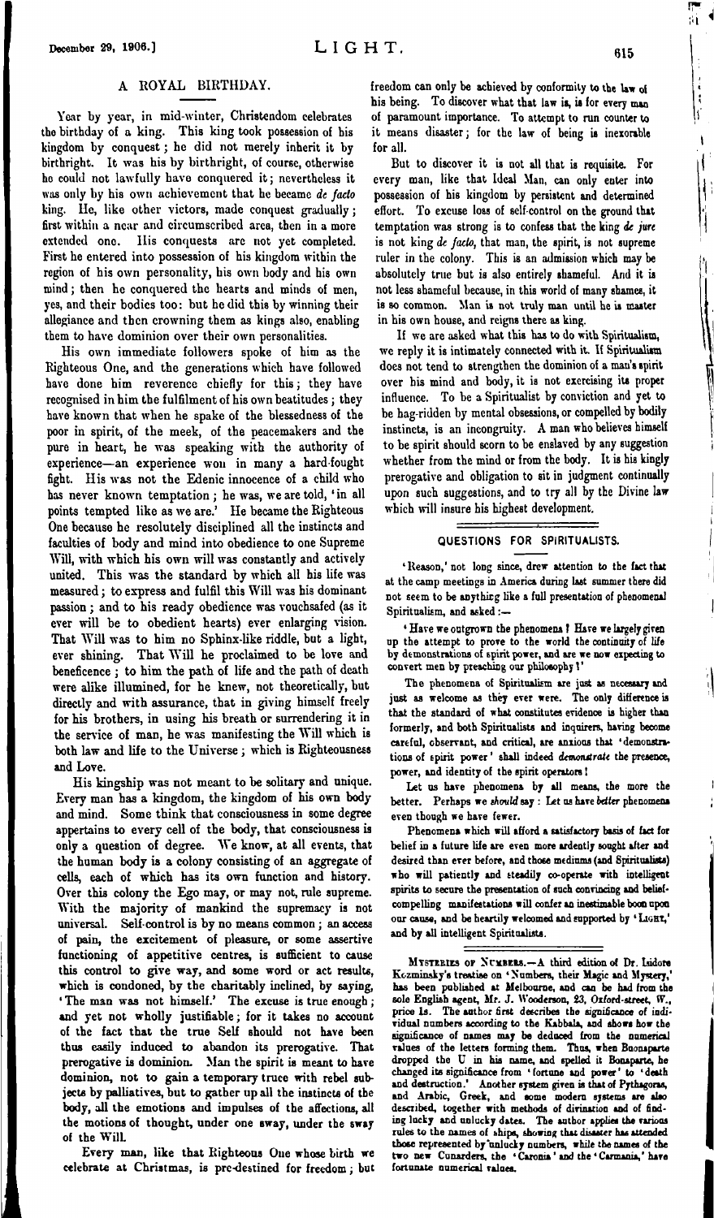## A ROYAL BIRTHDAY.

Year by year, in mid-winter, Christendom celebrates the birthday of a king. This king took possession of his kingdom by conquest; he did not merely inherit it by birthright. It was his by birthright, of course, otherwise he could not lawfully have conquered it; nevertheless it was only by his own achievement that he became *de facto* king. He, like other victors, made conquest gradually; first within a near and circumscribed area, then in a more extended one. His conquests are not yet completed. First he entered into possession of his kingdom within the region of his own personality, his own body and his own mind; then he conquered the hearts and minds of men, yes, and their bodies too: but he did this by winning their allegiance and then crowning them as kings also, enabling them to have dominion over their own personalities.

His own immediate followers spoke of him as the Righteous One, and the generations which have followed have done him reverence chiefly for this; they have recognised in him the fulfilment of his own beatitudes; they have known that when he spake of the blessedness of the poor in spirit, of the meek, of the peacemakers and the pure in heart, he was speaking with the authority of experience—an experience won in many a hard-fought fight. His was not the Edenic innocence of a child who has never known temptation; he was, we are told, 'in all points tempted like as we are.' He became the Righteous One because he resolutely disciplined all the instincts and faculties of body and mind into obedience to one Supreme Will, with which his own will was constantly and actively united. This was the standard by which all his life was measured; to express and fulfil this Will was his dominant passion; and to his ready obedience was vouchsafed (as it ever will be to obedient hearts) ever enlarging vision. That Will was to him no Sphinx-like riddle, but a light, ever shining. That Will he proclaimed to be love and beneficence; to him the path of life and the path of death were alike illumined, for he knew, not theoretically, but directly and with assurance, that in giving himself freely for his brothers, in using his breath or surrendering it in the service of man, he was manifesting the Will which is both law and life to the Universe; which is Righteousness and Love.

His kingship was not meant to be solitary and unique. Every man has a kingdom, the kingdom of his own body and mind. Some think that consciousness in some degree appertains to every cell of the body, that consciousness is only a question of degree. We know, at all events, that the human body is a colony consisting of an aggregate of cells, each of which has its own function and history. Over this colony the Ego may, or may not, rule supreme. With the majority of mankind the supremacy is not universal. Self-control is by no means common; an access of pain, the excitement of pleasure, or some assertive functioning of appetitive centres, is sufficient to cause this control to give way, and some word or act results, which is condoned, by the charitably inclined, by saying, 'The man was not himself.' The excuse is true enough; and yet not wholly justifiable; for it takes no account of the fact that the true Self should not have been thus easily induced to abandon its prerogative. That prerogative is dominion. Man the spirit is meant to have dominion, not to gain a temporary truce with rebel subjects by palliatives, but to gather up all the instincts of the body, all the emotions and impulses of the affections, all the motions of thought, under one sway, under the sway of the Will.

Every man, like that Righteous One whose birth we celebrate at Christmas, is pre-destined for freedom; but freedom can only be achieved by conformity to the law of his being. To discover what that law is, is for every man of paramount importance. To attempt to run counter to it means disaster; for the law of being is inexorable for all.

But to discover it is not all that is requisite. For every man, like that Ideal Man, can only enter into possession of his kingdom by persistent and determined effort. To excuse loss of self-control on the ground that temptation was strong is to confess that the king *de jure* is not king *de facto*, that man, the spirit, is not supreme ruler in the colony. This is an admission which may be absolutely true but is also entirely shameful. And it is not less shameful because, in this world of many shames, it is so common. Man is not truly man until he is master in his own house, and reigns there as king.

If we are asked what this has to do with Spiritualism, we reply it is intimately connected with it. If Spiritualism does not tend to strengthen the dominion of a man's spirit over his mind and body, it is not exercising its proper influence. To be a Spiritualist by conviction and yet to be hag-ridden by mental obsessions, or compelled by bodily instincts, is an incongruity. A man who believes himself to be spirit should scorn to be enslaved by any suggestion whether from the mind or from the body. It is his kingly prerogative and obligation to sit in judgment continually upon such suggestions, and to try all by the Divine law which will insure his highest development.

## QUESTIONS FOR SPIRITUALISTS.

'Reason,' not long since, drew attention to the fact that at the camp meetings in America during last summer there did not seem to be anything like a full presentation of phenomenal Spiritualism, and asked :—

'Have we outgrown the phenomena? Have we largely given up the attempt to prove to the world the continuity of life by demonstrations of spirit power, and are we now expecting to convert men by preaching our philosophy?'

The phenomena of Spiritualism are just as necessary and just as welcome as they ever were. The only difference is that the standard of what constitutes evidence is higher than formerly, and both Spiritualists and inquirers, having become careful, observant, and critical, are anxious that 'demonstrations of spirit power' shall indeed *demonstrate* the presence, power, and identity of the spirit operators!

Let us have phenomena by all means, the more the better. Perhaps we *should* say: Let us have *better* phenomena even though we have fewer.

Phenomena which will afford a satisfactory basis of fact for belief in a future life are even more ardently sought after and desired than ever before, and those mediums (and Spiritualists) who will patiently and steadily co-operate with intelligent spirits to secure the presentation of such convincing and belief-compelling manifestations will confer an inestimable boon upon our cause, and be heartily welcomed and supported by 'LIGHT,' and by all intelligent Spiritualists.

MYSTERIES OF NUMBERS.—A third edition of Dr. Isidore Kozminsky's treatise on 'Numbers, their Magic and Mystery,' has been published at Melbourne, and can be had from the sole English agent, Mr. J. Wooderson, 23, Oxford-street, W., price 1s. The author first describes the significance of individual numbers according to the Kabbala, and shows how the significance of names may be deduced from the numerical values of the letters forming them. Thus, when Buonaparte dropped the U in his name, and spelled it Bonaparte, he changed its significance from 'fortune and power' to 'death and destruction.' Another system given is that of Pythagoras, and Arabic, Greek, and some modern systems are also described, together with methods of divination and of finding lucky and unlucky dates. The author applies the various rules to the names of ships, showing that disaster has attended those represented by unlucky numbers, while the names of the two new Cunarders, the 'Caronia' and the 'Carmania,' have fortunate numerical values.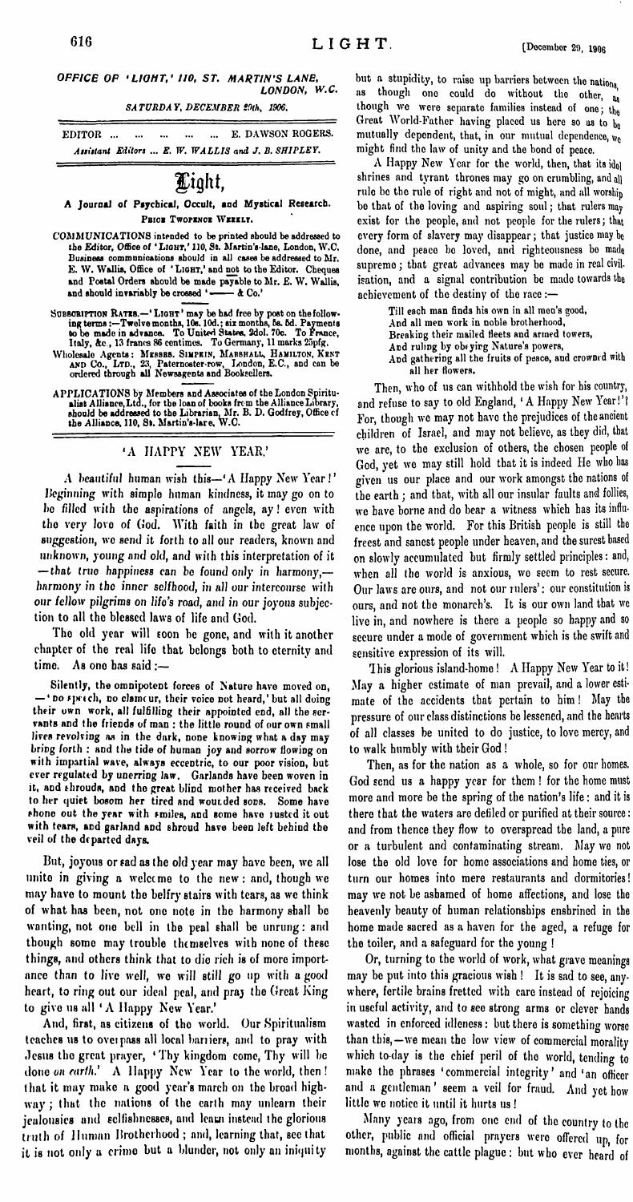*OFFICE OF 'LIGHT,' 110, ST. MARTIN'S LANE, LONDON, W.C.*

*SATURDAY, DECEMBER 29th, 1906.*

EDITOR ... ... ... ... ... E. DAWSON ROGERS.

*Assistant Editors ... E. W. WALLIS and J. B. SHIPLEY.*

# Light,

**A Journal of Psychical, Occult, and Mystical Research.**

PRICE TWOPENCE WEEKLY.

COMMUNICATIONS intended to be printed should be addressed to the Editor, Office of 'LIGHT,' 110, St. Martin's-lane, London, W.C. Business communications should in all cases be addressed to Mr. E. W. Wallis, Office of 'LIGHT,' and not to the Editor. Cheques and Postal Orders should be made payable to Mr. E. W. Wallis, and should invariably be crossed '——— & Co.'

SUBSCRIPTION RATES.—'LIGHT' may be had free by post on the following terms:—Twelve months, 10s. 10d.; six months, 5s. 5d. Payments to be made in advance. To United States, 2dol. 70c. To France, Italy, &c., 13 francs 86 centimes. To Germany, 11 marks 25pfg.

Wholesale Agents: MESSRS. SIMPKIN, MARSHALL, HAMILTON, KENT AND CO., LTD., 23, Paternoster-row, London, E.C., and can be ordered through all Newsagents and Booksellers.

APPLICATIONS by Members and Associates of the London Spiritualist Alliance, Ltd., for the loan of books from the Alliance Library, should be addressed to the Librarian, Mr. B. D. Godfrey, Office of the Alliance, 110, St. Martin's-lane, W.C.

## 'A HAPPY NEW YEAR.'

A beautiful human wish this—'A Happy New Year!' Beginning with simple human kindness, it may go on to be filled with the aspirations of angels, ay! even with the very love of God. With faith in the great law of suggestion, we send it forth to all our readers, known and unknown, young and old, and with this interpretation of it —*that true happiness can be found only in harmony,—harmony in the inner selfhood, in all our intercourse with our fellow pilgrims on life's road, and in our joyous subjection to all the blessed laws of life and God.*

The old year will soon be gone, and with it another chapter of the real life that belongs both to eternity and time. As one has said:—

> Silently, the omnipotent forces of Nature have moved on,—'no speech, no clamour, their voice not heard,' but all doing their own work, all fulfilling their appointed end, all the servants and the friends of man: the little round of our own small lives revolving as in the dark, none knowing what a day may bring forth: and the tide of human joy and sorrow flowing on with impartial wave, always eccentric, to our poor vision, but ever regulated by unerring law. Garlands have been woven in it, and shrouds, and the great blind mother has received back to her quiet bosom her tired and wounded sons. Some have shone out the year with smiles, and some have rusted it out with tears, and garland and shroud have been left behind the veil of the departed days.

But, joyous or sad as the old year may have been, we all unite in giving a welcome to the new: and, though we may have to mount the belfry stairs with tears, as we think of what has been, not one note in the harmony shall be wanting, not one bell in the peal shall be unrung: and though some may trouble themselves with none of these things, and others think that to die rich is of more importance than to live well, we will still go up with a good heart, to ring out our ideal peal, and pray the Great King to give us all 'A Happy New Year.'

And, first, as citizens of the world. Our Spiritualism teaches us to overpass all local barriers, and to pray with Jesus the great prayer, 'Thy kingdom come, Thy will be done *on earth*.' A Happy New Year to the world, then! that it may make a good year's march on the broad highway; that the nations of the earth may unlearn their jealousies and selfishnesses, and learn instead the glorious truth of Human Brotherhood; and, learning that, see that it is not only a crime but a blunder, not only an iniquity but a stupidity, to raise up barriers between the nations, as though one could do without the other, as though we were separate families instead of one; the Great World-Father having placed us here so as to be mutually dependent, that, in our mutual dependence, we might find the law of unity and the bond of peace.

A Happy New Year for the world, then, that its idol shrines and tyrant thrones may go on crumbling, and all rule be the rule of right and not of might, and all worship be that of the loving and aspiring soul; that rulers may exist for the people, and not people for the rulers; that every form of slavery may disappear; that justice may be done, and peace be loved, and righteousness be made supreme; that great advances may be made in real civilisation, and a signal contribution be made towards the achievement of the destiny of the race:—

> Till each man finds his own in all men's good,
> And all men work in noble brotherhood,
> Breaking their mailed fleets and armed towers,
> And ruling by obeying Nature's powers,
> And gathering all the fruits of peace, and crowned with all her flowers.

Then, who of us can withhold the wish for his country, and refuse to say to old England, 'A Happy New Year!'? For, though we may not have the prejudices of the ancient children of Israel, and may not believe, as they did, that we are, to the exclusion of others, the chosen people of God, yet we may still hold that it is indeed He who has given us our place and our work amongst the nations of the earth; and that, with all our insular faults and follies, we have borne and do bear a witness which has its influence upon the world. For this British people is still the freest and sanest people under heaven, and the surest based on slowly accumulated but firmly settled principles: and, when all the world is anxious, we seem to rest secure. Our laws are ours, and not our rulers': our constitution is ours, and not the monarch's. It is our own land that we live in, and nowhere is there a people so happy and so secure under a mode of government which is the swift and sensitive expression of its will.

This glorious island-home! A Happy New Year to it! May a higher estimate of man prevail, and a lower estimate of the accidents that pertain to him! May the pressure of our class distinctions be lessened, and the hearts of all classes be united to do justice, to love mercy, and to walk humbly with their God!

Then, as for the nation as a whole, so for our homes. God send us a happy year for them! for the home must more and more be the spring of the nation's life: and it is there that the waters are defiled or purified at their source: and from thence they flow to overspread the land, a pure or a turbulent and contaminating stream. May we not lose the old love for home associations and home ties, or turn our homes into mere restaurants and dormitories! may we not be ashamed of home affections, and lose the heavenly beauty of human relationships enshrined in the home made sacred as a haven for the aged, a refuge for the toiler, and a safeguard for the young!

Or, turning to the world of work, what grave meanings may be put into this gracious wish! It is sad to see, anywhere, fertile brains fretted with care instead of rejoicing in useful activity, and to see strong arms or clever hands wasted in enforced idleness: but there is something worse than this,—we mean the low view of commercial morality which to-day is the chief peril of the world, tending to make the phrases 'commercial integrity' and 'an officer and a gentleman' seem a veil for fraud. And yet how little we notice it until it hurts us!

Many years ago, from one end of the country to the other, public and official prayers were offered up, for months, against the cattle plague: but who ever heard of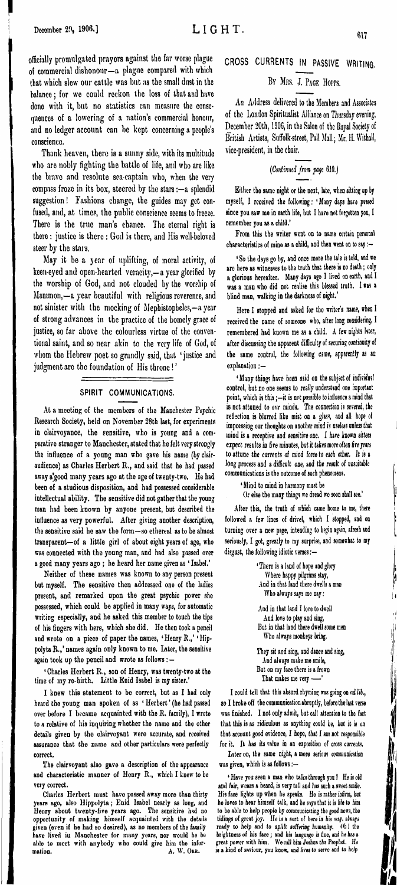officially promulgated prayers against the far worse plague of commercial dishonour—a plague compared with which that which slew our cattle was but as the small dust in the balance; for we could reckon the loss of that and have done with it, but no statistics can measure the consequences of a lowering of a nation's commercial honour, and no ledger account can be kept concerning a people's conscience.

Thank heaven, there is a sunny side, with its multitude who are nobly fighting the battle of life, and who are like the brave and resolute sea-captain who, when the very compass froze in its box, steered by the stars:—a splendid suggestion! Fashions change, the guides may get confused, and, at times, the public conscience seems to freeze. There is the true man's chance. The eternal right is there: justice is there: God is there, and His well-beloved steer by the stars.

May it be a year of uplifting, of moral activity, of keen-eyed and open-hearted veracity,—a year glorified by the worship of God, and not clouded by the worship of Mammon,—a year beautiful with religious reverence, and not sinister with the mocking of Mephistopheles,—a year of strong advances in the practice of the homely grace of justice, so far above the colourless virtue of the conventional saint, and so near akin to the very life of God, of whom the Hebrew poet so grandly said, that 'justice and judgment are the foundation of His throne!'

## SPIRIT COMMUNICATIONS.

At a meeting of the members of the Manchester Psychic Research Society, held on November 28th last, for experiments in clairvoyance, the sensitive, who is young and a comparative stranger to Manchester, stated that he felt very strongly the influence of a young man who gave his name (by clairaudience) as Charles Herbert R., and said that he had passed away a good many years ago at the age of twenty-two. He had been of a studious disposition, and had possessed considerable intellectual ability. The sensitive did not gather that the young man had been known by anyone present, but described the influence as very powerful. After giving another description, the sensitive said he saw the form—so ethereal as to be almost transparent—of a little girl of about eight years of age, who was connected with the young man, and had also passed over a good many years ago; he heard her name given as 'Isabel.'

Neither of these names was known to any person present but myself. The sensitive then addressed one of the ladies present, and remarked upon the great psychic power she possessed, which could be applied in many ways, for automatic writing especially, and he asked this member to touch the tips of his fingers with hers, which she did. He then took a pencil and wrote on a piece of paper the names, 'Henry R.,' 'Hippolyta R.,' names again only known to me. Later, the sensitive again took up the pencil and wrote as follows:—

'Charles Herbert R., son of Henry, was twenty-two at the time of my re-birth. Little Enid Isabel is my sister.'

I knew this statement to be correct, but as I had only heard the young man spoken of as 'Herbert' (he had passed over before I became acquainted with the R. family), I wrote to a relative of his inquiring whether the name and the other details given by the clairvoyant were accurate, and received assurance that the name and other particulars were perfectly correct.

The clairvoyant also gave a description of the appearance and characteristic manner of Henry R., which I knew to be very correct.

Charles Herbert must have passed away more than thirty years ago, also Hippolyta; Enid Isabel nearly as long, and Henry about twenty-five years ago. The sensitive had no opportunity of making himself acquainted with the details given (even if he had so desired), as no members of the family have lived in Manchester for many years, nor would he be able to meet with anybody who could give him the information.

A. W. ORR.

## CROSS CURRENTS IN PASSIVE WRITING.

By MRS. J. PAGE HOPPS.

An Address delivered to the Members and Associates of the London Spiritualist Alliance on Thursday evening, December 20th, 1906, in the Salon of the Royal Society of British Artists, Suffolk-street, Pall Mall; Mr. H. Withall, vice-president, in the chair.

*(Continued from page 610.)*

Either the same night or the next, late, when sitting up by myself, I received the following: 'Many days have passed since you saw me in earth life, but I have not forgotten you, I remember you as a child.'

From this the writer went on to name certain personal characteristics of mine as a child, and then went on to say:—

'So the days go by, and once more the tale is told, and we are here as witnesses to the truth that there is no death; only a glorious hereafter. Many days ago I lived on earth, and I was a man who did not realise this blessed truth. I was a blind man, walking in the darkness of night.'

Here I stopped and asked for the writer's name, when I received the name of someone who, after long considering, I remembered had known me as a child. A few nights later, after discussing the apparent difficulty of securing continuity of the same control, the following came, apparently as an explanation:—

'Many things have been said on the subject of individual control, but no one seems to really understand one important point, which is this;—it is not possible to influence a mind that is not attuned to *our* minds. The connection is severed, the reflection is blurred like mist on a glass, and all hope of impressing our thoughts on another mind is useless unless that mind is a receptive and sensitive one. *I have known sitters expect results in five minutes, but it takes more often five years to attune the currents of mind force to each other. It is a long process and a difficult one, and the result of unsuitable communications is the outcome of such phenomena.*

'Mind to mind in harmony must be
Or else the many things we dread we soon shall see.'

After this, the truth of which came home to me, there followed a few lines of drivel, which I stopped, and on turning over a new page, intending to begin again, afresh and seriously, I got, greatly to my surprise, and somewhat to my disgust, the following idiotic verses:—

> 'There is a land of hope and glory
> Where happy pilgrims stay,
> And in that land there dwells a man
> Who always says me nay:
>
> And in that land I love to dwell
> And love to play and sing,
> But in that land there dwell some men
> Who always monkeys bring.
>
> They sit and sing, and dance and sing,
> And always make me smile,
> But on my face there is a frown
> That makes me very ——'

I could tell that this absurd rhyming was going on *ad lib.*, so I broke off the communication abruptly, before the last verse was finished. I not only admit, but call attention to the fact that this is as ridiculous as anything could be, but it is on that account good evidence, I hope, that I am not responsible for it. It has its value in an exposition of cross currents.

Later on, the same night, a more serious communication was given, which is as follows:—

'Have you seen a man who talks through you? He is old and fair, wears a beard, is very tall and has such a sweet smile. His face lights up when he speaks. He is rather infirm, but he loves to hear himself talk, and he says that it is life to him to be able to help people by communicating the good news, the tidings of great joy. He is a sort of hero in his way, always ready to help and to uplift suffering humanity. Oh! the brightness of his face; and his language is fine, and he has a great power with him. We call him Joshua the Prophet. He is a kind of saviour, you know, and lives to serve and to help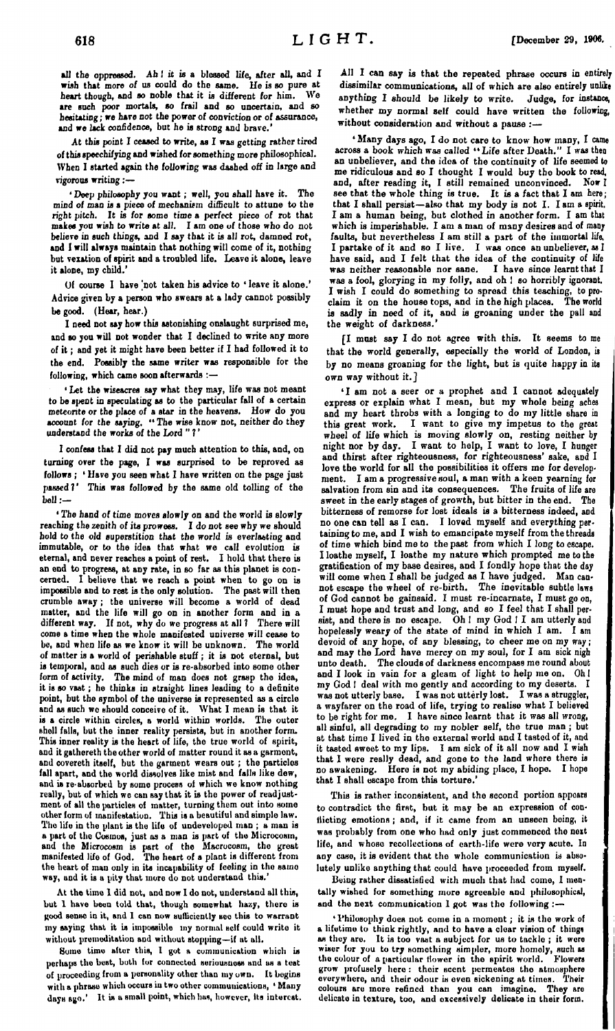all the oppressed. Ah! it is a blessed life, after all, and I wish that more of us could do the same. He is so pure at heart though, and so noble that it is different for him. We are such poor mortals, so frail and so uncertain, and so hesitating; we have not the power of conviction or of assurance, and we lack confidence, but he is strong and brave.'

At this point I ceased to write, as I was getting rather tired of this speechifying and wished for something more philosophical. When I started again the following was dashed off in large and vigorous writing:—

'Deep philosophy you want; well, you shall have it. The mind of man is a piece of mechanism difficult to attune to the right pitch. It is for some time a perfect piece of rot that makes you wish to write at all. I am one of those who do not believe in such things, and I say that it is all rot, damned rot, and I will always maintain that nothing will come of it, nothing but vexation of spirit and a troubled life. Leave it alone, leave it alone, my child.'

Of course I have not taken his advice to 'leave it alone.' Advice given by a person who swears at a lady cannot possibly be good. (Hear, hear.)

I need not say how this astonishing onslaught surprised me, and so you will not wonder that I declined to write any more of it; and yet it might have been better if I had followed it to the end. Possibly the same writer was responsible for the following, which came soon afterwards:—

'Let the wiseacres say what they may, life was not meant to be spent in speculating as to the particular fall of a certain meteorite or the place of a star in the heavens. How do you account for the saying, "The wise know not, neither do they understand the works of the Lord"?'

I confess that I did not pay much attention to this, and, on turning over the page, I was surprised to be reproved as follows; 'Have you seen what I have written on the page just passed?' This was followed by the same old tolling of the bell:—

'The hand of time moves slowly on and the world is slowly reaching the zenith of its prowess. I do not see why we should hold to the old superstition that the world is everlasting and immutable, or to the idea that what we call evolution is eternal, and never reaches a point of rest. I hold that there is an end to progress, at any rate, in so far as this planet is concerned. I believe that we reach a point when to go on is impossible and to rest is the only solution. The past will then crumble away; the universe will become a world of dead matter, and the life will go on in another form and in a different way. If not, why do we progress at all? There will come a time when the whole manifested universe will cease to be, and when life as we know it will be unknown. The world of matter is a world of perishable stuff; it is not eternal, but is temporal, and as such dies or is re-absorbed into some other form of activity. The mind of man does not grasp the idea, it is so vast; he thinks in straight lines leading to a definite point, but the symbol of the universe is represented as a circle and as such we should conceive of it. What I mean is that it is a circle within circles, a world within worlds. The outer shell falls, but the inner reality persists, but in another form. This inner reality is the heart of life, the true world of spirit, and it gathereth the other world of matter round it as a garment, and covereth itself, but the garment wears out; the particles fall apart, and the world dissolves like mist and falls like dew, and is re-absorbed by some process of which we know nothing really, but of which we can say that it is the power of readjustment of all the particles of matter, turning them out into some other form of manifestation. This is a beautiful and simple law. The life in the plant is the life of undeveloped man; a man is a part of the Cosmos, just as a man is part of the Microcosm, and the Microcosm is part of the Macrocosm, the great manifested life of God. The heart of a plant is different from the heart of man only in its incapability of feeling in the same way, and it is a pity that more do not understand this.'

At the time I did not, and now I do not, understand all this, but I have been told that, though somewhat hazy, there is good sense in it, and I can now sufficiently see this to warrant my saying that it is impossible my normal self could write it without premeditation and without stopping—if at all.

Some time after this, I got a communication which is perhaps the best, both for connected seriousness and as a test of proceeding from a personality other than my own. It begins with a phrase which occurs in two other communications, 'Many days ago.' It is a small point, which has, however, its interest. All I can say is that the repeated phrase occurs in entirely dissimilar communications, all of which are also entirely unlike anything I should be likely to write. Judge, for instance, whether my normal self could have written the following, without consideration and without a pause:—

'Many days ago, I do not care to know how many, I came across a book which was called "Life after Death." I was then an unbeliever, and the idea of the continuity of life seemed to me ridiculous and so I thought I would buy the book to read, and, after reading it, I still remained unconvinced. Now I see that the whole thing is true. It is a fact that I am here; that I shall persist—also that my body is not I. I am a spirit, I am a human being, but clothed in another form. I am that which is imperishable. I am a man of many desires and of many faults, but nevertheless I am still a part of the immortal life. I partake of it and so I live. I was once an unbeliever, as I have said, and I felt that the idea of the continuity of life was neither reasonable nor sane. I have since learnt that I was a fool, glorying in my folly, and oh! so horribly ignorant. I wish I could do something to spread this teaching, to proclaim it on the house tops, and in the high places. The world is sadly in need of it, and is groaning under the pall and the weight of darkness.'

[I must say I do not agree with this. It seems to me that the world generally, especially the world of London, is by no means groaning for the light, but is quite happy in its own way without it.]

'I am not a seer or a prophet and I cannot adequately express or explain what I mean, but my whole being aches and my heart throbs with a longing to do my little share in this great work. I want to give my impetus to the great wheel of life which is moving slowly on, resting neither by night nor by day. I want to help, I want to love, I hunger and thirst after righteousness, for righteousness' sake, and I love the world for all the possibilities it offers me for development. I am a progressive soul, a man with a keen yearning for salvation from sin and its consequences. The fruits of life are sweet in the early stages of growth, but bitter in the end. The bitterness of remorse for lost ideals is a bitterness indeed, and no one can tell as I can. I loved myself and everything pertaining to me, and I wish to emancipate myself from the threads of time which bind me to the past from which I long to escape. I loathe myself, I loathe my nature which prompted me to the gratification of my base desires, and I fondly hope that the day will come when I shall be judged as I have judged. Man cannot escape the wheel of re-birth. The inevitable subtle laws of God cannot be gainsaid. I must re-incarnate, I must go on, I must hope and trust and long, and so I feel that I shall persist, and there is no escape. Oh! my God! I am utterly and hopelessly weary of the state of mind in which I am. I am devoid of any hope, of any blessing, to cheer me on my way; and may the Lord have mercy on my soul, for I am sick nigh unto death. The clouds of darkness encompass me round about and I look in vain for a gleam of light to help me on. Oh! my God! deal with me gently and according to my deserts. I was not utterly base. I was not utterly lost. I was a struggler, a wayfarer on the road of life, trying to realise what I believed to be right for me. I have since learnt that it was all wrong, all sinful, all degrading to my nobler self, the true man; but at that time I lived in the external world and I tasted of it, and it tasted sweet to my lips. I am sick of it all now and I wish that I were really dead, and gone to the land where there is no awakening. Here is not my abiding place, I hope. I hope that I shall escape from this torture.'

This is rather inconsistent, and the second portion appears to contradict the first, but it may be an expression of conflicting emotions; and, if it came from an unseen being, it was probably from one who had only just commenced the next life, and whose recollections of earth-life were very acute. In any case, it is evident that the whole communication is absolutely unlike anything that could have proceeded from myself.

Being rather dissatisfied with much that had come, I mentally wished for something more agreeable and philosophical, and the next communication I got was the following:—

'Philosophy does not come in a moment; it is the work of a lifetime to think rightly, and to have a clear vision of things as they are. It is too vast a subject for us to tackle; it were wiser for you to try something simpler, more homely, such as the colour of a particular flower in the spirit world. Flowers grow profusely here: their scent permeates the atmosphere everywhere, and their odour is even sickening at times. Their colours are more refined than you can imagine. They are delicate in texture, too, and excessively delicate in their form.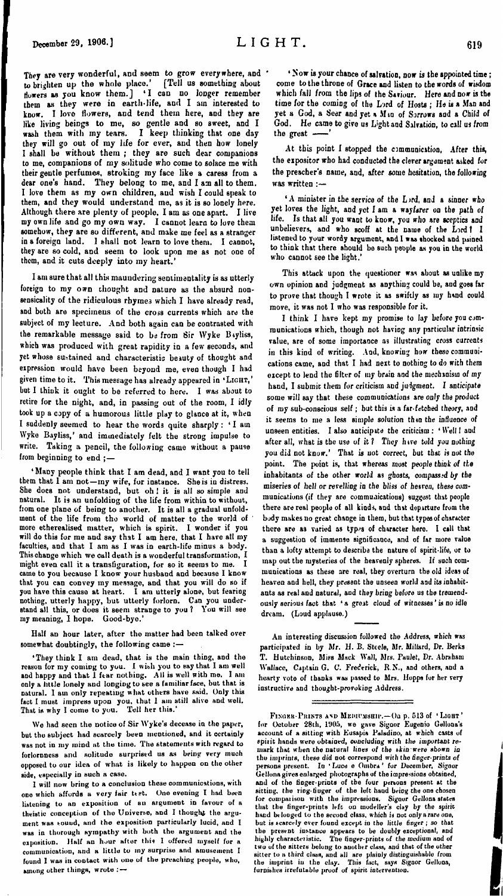They are very wonderful, and seem to grow everywhere, and to brighten up the whole place.' [Tell us something about flowers as you know them.] 'I can no longer remember them as they were in earth-life, and I am interested to know. I love flowers, and tend them here, and they are like living beings to me, so gentle and so sweet, and I wash them with my tears. I keep thinking that one day they will go out of my life for ever, and then how lonely I shall be without them; they are such dear companions to me, companions of my solitude who come to solace me with their gentle perfumes, stroking my face like a caress from a dear one's hand. They belong to me, and I am all to them. I love them as my own children, and wish I could speak to them, and they would understand me, as it is so lonely here. Although there are plenty of people, I am as one apart. I live my own life and go my own way. I cannot learn to love them somehow, they are so different, and make me feel as a stranger in a foreign land. I shall not learn to love them. I cannot, they are so cold, and seem to look upon me as not one of them, and it cuts deeply into my heart.'

I am sure that all this maundering sentimentality is as utterly foreign to my own thought and nature as the absurd nonsensicality of the ridiculous rhymes which I have already read, and both are specimens of the cross currents which are the subject of my lecture. And both again can be contrasted with the remarkable message said to be from Sir Wyke Bayliss, which was produced with great rapidity in a few seconds, and yet whose sustained and characteristic beauty of thought and expression would have been beyond me, even though I had given time to it. This message has already appeared in 'LIGHT,' but I think it ought to be referred to here. I was about to retire for the night, and, in passing out of the room, I idly took up a copy of a humorous little play to glance at it, when I suddenly seemed to hear the words quite sharply: 'I am Wyke Bayliss,' and immediately felt the strong impulse to write. Taking a pencil, the following came without a pause from beginning to end;—

'Many people think that I am dead, and I want you to tell them that I am not—my wife, for instance. She is in distress. She does not understand, but oh! it is all so simple and natural. It is an unfolding of the life from within to without, from one plane of being to another. It is a gradual unfoldment of the life from the world of matter to the world of more etherealised matter, which is spirit. I wonder if you will do this for me and say that I am here, that I have all my faculties, and that I am as I was in earth-life minus a body. This change which we call death is a wonderful transformation, I might even call it a transfiguration, for so it seems to me. I came to you because I know your husband and because I know that you can convey my message, and that you will do so if you have this cause at heart. I am utterly alone, but fearing nothing, utterly happy, but utterly forlorn. Can you understand all this, or does it seem strange to you? You will see my meaning, I hope. Good-bye.'

Half an hour later, after the matter had been talked over somewhat doubtingly, the following came:—

'They think I am dead, that is the main thing, and the reason for my coming to you. I wish you to say that I am well and happy and that I fear nothing. All is well with me. I am only a little lonely and longing to see a familiar face, but that is natural. I am only repeating what others have said. Only this fact I must impress upon you, that I am still alive and well. That is why I come to you. Tell her this.'

We had seen the notice of Sir Wyke's decease in the paper, but the subject had scarcely been mentioned, and it certainly was not in my mind at the time. The statements with regard to forlornness and solitude surprised us as being very much opposed to our idea of what is likely to happen on the other side, especially in such a case.

I will now bring to a conclusion these communications, with one which affords a very fair test. One evening I had been listening to an exposition of an argument in favour of a theistic conception of the Universe, and I thought the argument was sound, and the exposition particularly lucid, and I was in thorough sympathy with both the argument and the exposition. Half an hour after this I offered myself for a communication, and a little to my surprise and amusement I found I was in contact with one of the preaching people, who, among other things, wrote:—

'Now is your chance of salvation, now is the appointed time; come to the throne of Grace and listen to the words of wisdom which fall from the lips of the Saviour. Here and now is the time for the coming of the Lord of Hosts; He is a Man and yet a God, a Seer and yet a Man of Sorrows and a Child of God. He came to give us Light and Salvation, to call us from the great ——'

At this point I stopped the communication. After this, the expositor who had conducted the clever argument asked for the preacher's name, and, after some hesitation, the following was written:—

'A minister in the service of the Lord, and a sinner who yet loves the light, and yet I am a wayfarer on the path of life. Is that all you want to know, you who are sceptics and unbelievers, and who scoff at the name of the Lord? I listened to your wordy argument, and I was shocked and pained to think that there should be such people as you in the world who cannot see the light.'

This attack upon the questioner was about as unlike my own opinion and judgment as anything could be, and goes far to prove that though I wrote it as swiftly as my hand could move, it was not I who was responsible for it.

I think I have kept my promise to lay before you communications which, though not having any particular intrinsic value, are of some importance as illustrating cross currents in this kind of writing. And, knowing how these communications came, and that I had next to nothing to do with them except to lend the filter of my brain and the mechanism of my hand, I submit them for criticism and judgment. I anticipate some will say that these communications are *only the product* of my sub-conscious self; but this is a far-fetched theory, and it seems to me a less simple solution than the influence of unseen entities. I also anticipate the criticism: 'Well! and after all, what is the use of it? They have told you nothing you did not know.' That is not correct, but that is not the point. The point is, that whereas most *people think of the inhabitants of the other world as ghosts, compassed by the miseries of hell or revelling in the bliss of heaven, these* communications (if they are communications) suggest that people there are real people of all kinds, and that departure from the body makes no great change in them, but that types of character there are as varied as types of character here. I call that a suggestion of immense significance, and of far more value than a lofty attempt to describe the nature of spirit-life, or to map out the mysteries of the heavenly spheres. If such communications as these are real, they overturn the old ideas of heaven and hell, they present the unseen world and its inhabitants as real and natural, and they bring before us the tremendously serious fact that 'a great cloud of witnesses' is no idle dream. (Loud applause.)

---

An interesting discussion followed the Address, which was participated in by Mr. H. B. Steele, Mr. Millard, Dr. Berks T. Hutchinson, Miss Mack Wall, Mrs. Paulet, Dr. Abraham Wallace, Captain G. C. Frederick, R.N., and others, and a hearty vote of thanks was passed to Mrs. Hopps for her very instructive and thought-provoking Address.

---

FINGER-PRINTS AND MEDIUMSHIP.—On p. 513 of 'LIGHT' for October 28th, 1905, we gave Signor Eugenio Gellona's account of a sitting with Eusapia Paladino, at which casts of spirit hands were obtained, *concluding with the important remark that when the natural lines of the skin were shown in the imprints, these did not correspond with the finger-prints of* persons present. In 'Luce e Ombra' for December, Signor Gellona gives enlarged photographs of the impressions obtained, and of the finger-prints of the four persons present at the sitting, the ring-finger of the left hand being the one chosen for comparison with the impressions. Signor Gellona states that the finger-prints left on modeller's clay by the spirit hand belonged to the second class, which is not only a rare one, but is scarcely ever found except in the little finger; so that the present instance appears to be doubly exceptional, and highly characteristic. The finger-prints of the medium and of two of the sitters belong to another class, and that of the other sitter to a third class, and all are plainly distinguishable from the imprint in the clay. This fact, says Signor Gellona, furnishes irrefutable proof of spirit intervention.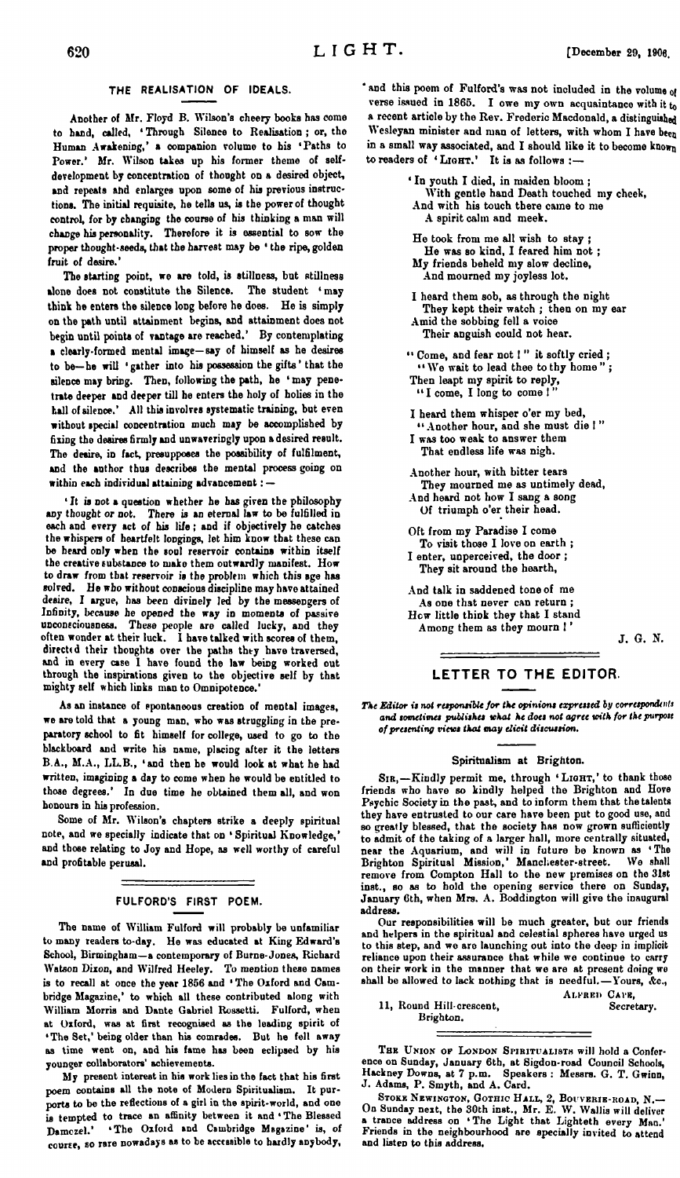## THE REALISATION OF IDEALS.

Another of Mr. Floyd B. Wilson's cheery books has come to hand, called, 'Through Silence to Realisation; or, the Human Awakening,' a companion volume to his 'Paths to Power.' Mr. Wilson takes up his former theme of self-development by concentration of thought on a desired object, and repeats and enlarges upon some of his previous instructions. The initial requisite, he tells us, is the power of thought control, for by changing the course of his thinking a man will change his personality. Therefore it is essential to sow the proper thought-seeds, that the harvest may be 'the ripe, golden fruit of desire.'

The starting point, we are told, is stillness, but stillness alone does not constitute the Silence. The student 'may think he enters the silence long before he does. He is simply on the path until attainment begins, and attainment does not begin until points of vantage are reached.' By contemplating a clearly-formed mental image—say of himself as he desires to be—he will 'gather into his possession the gifts' that the silence may bring. Then, following the path, he 'may penetrate deeper and deeper till he enters the holy of holies in the hall of silence.' All this involves systematic training, but even without special concentration much may be accomplished by fixing the desires firmly and unwaveringly upon a desired result. The desire, in fact, presupposes the possibility of fulfilment, and the author thus describes the mental process going on within each individual attaining advancement:—

'It is not a question whether he has given the philosophy any thought or not. There is an eternal law to be fulfilled in each and every act of his life; and if objectively he catches the whispers of heartfelt longings, let him know that these can be heard only when the soul reservoir contains within itself the creative substance to make them outwardly manifest. How to draw from that reservoir is the problem which this age has solved. He who without conscious discipline may have attained desire, I argue, has been divinely led by the messengers of Infinity, because he opened the way in moments of passive unconsciousness. These people are called lucky, and they often wonder at their luck. I have talked with scores of them, directed their thoughts over the paths they have traversed, and in every case I have found the law being worked out through the inspirations given to the objective self by that mighty self which links man to Omnipotence.'

As an instance of spontaneous creation of mental images, we are told that a young man, who was struggling in the preparatory school to fit himself for college, used to go to the blackboard and write his name, placing after it the letters B.A., M.A., LL.B., 'and then he would look at what he had written, imagining a day to come when he would be entitled to those degrees.' In due time he obtained them all, and won honours in his profession.

Some of Mr. Wilson's chapters strike a deeply spiritual note, and we specially indicate that on 'Spiritual Knowledge,' and those relating to Joy and Hope, as well worthy of careful and profitable perusal.

## FULFORD'S FIRST POEM.

The name of William Fulford will probably be unfamiliar to many readers to-day. He was educated at King Edward's School, Birmingham—a contemporary of Burne-Jones, Richard Watson Dixon, and Wilfred Heeley. To mention these names is to recall at once the year 1856 and 'The Oxford and Cambridge Magazine,' to which all these contributed along with William Morris and Dante Gabriel Rossetti. Fulford, when at Oxford, was at first recognised as the leading spirit of 'The Set,' being older than his comrades. But he fell away as time went on, and his fame has been eclipsed by his younger collaborators' achievements.

My present interest in his work lies in the fact that his first poem contains all the note of Modern Spiritualism. It purports to be the reflections of a girl in the spirit-world, and one is tempted to trace an affinity between it and 'The Blessed Damozel.' 'The Oxford and Cambridge Magazine' is, of course, so rare nowadays as to be accessible to hardly anybody, and this poem of Fulford's was not included in the volume of verse issued in 1865. I owe my own acquaintance with it to a recent article by the Rev. Frederic Macdonald, a distinguished Wesleyan minister and man of letters, with whom I have been in a small way associated, and I should like it to become known to readers of 'LIGHT.' It is as follows:—

> 'In youth I died, in maiden bloom;
> With gentle hand Death touched my cheek,
> And with his touch there came to me
> A spirit calm and meek.
>
> He took from me all wish to stay;
> He was so kind, I feared him not;
> My friends beheld my slow decline,
> And mourned my joyless lot.
>
> I heard them sob, as through the night
> They kept their watch; then on my ear
> Amid the sobbing fell a voice
> Their anguish could not hear.
>
> "Come, and fear not!" it softly cried;
> "We wait to lead thee to thy home";
> Then leapt my spirit to reply,
> "I come, I long to come!"
>
> I heard them whisper o'er my bed,
> "Another hour, and she must die!"
> I was too weak to answer them
> That endless life was nigh.
>
> Another hour, with bitter tears
> They mourned me as untimely dead,
> And heard not how I sang a song
> Of triumph o'er their head.
>
> Oft from my Paradise I come
> To visit those I love on earth;
> I enter, unperceived, the door;
> They sit around the hearth,
>
> And talk in saddened tone of me
> As one that never can return;
> How little think they that I stand
> Among them as they mourn!'

J. G. N.

## LETTER TO THE EDITOR.

*The Editor is not responsible for the opinions expressed by correspondents and sometimes publishes what he does not agree with for the purpose of presenting views that may elicit discussion.*

### Spiritualism at Brighton.

SIR,—Kindly permit me, through 'LIGHT,' to thank those friends who have so kindly helped the Brighton and Hove Psychic Society in the past, and to inform them that the talents they have entrusted to our care have been put to good use, and so greatly blessed, that the society has now grown sufficiently to admit of the taking of a larger hall, more centrally situated, near the Aquarium, and will in future be known as 'The Brighton Spiritual Mission,' Manchester-street. We shall remove from Compton Hall to the new premises on the 31st inst., so as to hold the opening service there on Sunday, January 6th, when Mrs. A. Boddington will give the inaugural address.

Our responsibilities will be much greater, but our friends and helpers in the spiritual and celestial spheres have urged us to this step, and we are launching out into the deep in implicit reliance upon their assurance that while we continue to carry on their work in the manner that we are at present doing we shall be allowed to lack nothing that is needful.—Yours, &c.,

ALFRED CAPE,
Secretary.

11, Round Hill-crescent,
Brighton.

THE UNION OF LONDON SPIRITUALISTS will hold a Conference on Sunday, January 6th, at Sigdon-road Council Schools, Hackney Downs, at 7 p.m. Speakers: Messrs. G. T. Gwinn, J. Adams, P. Smyth, and A. Card.

STOKE NEWINGTON, GOTHIC HALL, 2, BOUVERIE-ROAD, N.—On Sunday next, the 30th inst., Mr. E. W. Wallis will deliver a trance address on 'The Light that Lighteth every Man.' Friends in the neighbourhood are specially invited to attend and listen to this address.